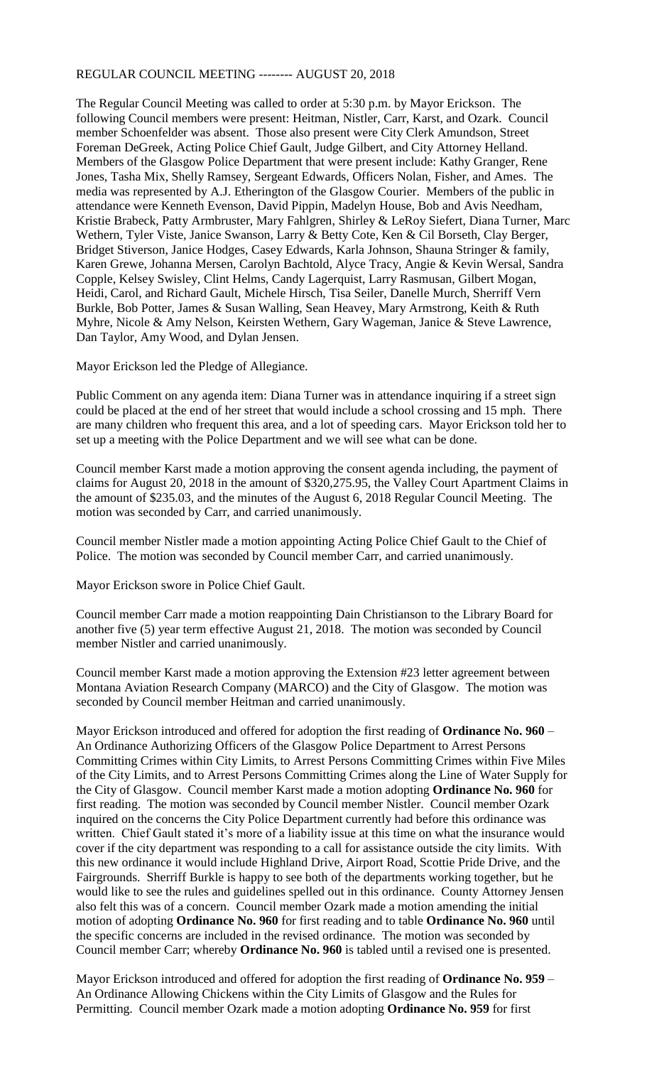REGULAR COUNCIL MEETING -------- AUGUST 20, 2018

The Regular Council Meeting was called to order at 5:30 p.m. by Mayor Erickson. The following Council members were present: Heitman, Nistler, Carr, Karst, and Ozark. Council member Schoenfelder was absent. Those also present were City Clerk Amundson, Street Foreman DeGreek, Acting Police Chief Gault, Judge Gilbert, and City Attorney Helland. Members of the Glasgow Police Department that were present include: Kathy Granger, Rene Jones, Tasha Mix, Shelly Ramsey, Sergeant Edwards, Officers Nolan, Fisher, and Ames. The media was represented by A.J. Etherington of the Glasgow Courier. Members of the public in attendance were Kenneth Evenson, David Pippin, Madelyn House, Bob and Avis Needham, Kristie Brabeck, Patty Armbruster, Mary Fahlgren, Shirley & LeRoy Siefert, Diana Turner, Marc Wethern, Tyler Viste, Janice Swanson, Larry & Betty Cote, Ken & Cil Borseth, Clay Berger, Bridget Stiverson, Janice Hodges, Casey Edwards, Karla Johnson, Shauna Stringer & family, Karen Grewe, Johanna Mersen, Carolyn Bachtold, Alyce Tracy, Angie & Kevin Wersal, Sandra Copple, Kelsey Swisley, Clint Helms, Candy Lagerquist, Larry Rasmusan, Gilbert Mogan, Heidi, Carol, and Richard Gault, Michele Hirsch, Tisa Seiler, Danelle Murch, Sherriff Vern Burkle, Bob Potter, James & Susan Walling, Sean Heavey, Mary Armstrong, Keith & Ruth Myhre, Nicole & Amy Nelson, Keirsten Wethern, Gary Wageman, Janice & Steve Lawrence, Dan Taylor, Amy Wood, and Dylan Jensen.

Mayor Erickson led the Pledge of Allegiance.

Public Comment on any agenda item: Diana Turner was in attendance inquiring if a street sign could be placed at the end of her street that would include a school crossing and 15 mph. There are many children who frequent this area, and a lot of speeding cars. Mayor Erickson told her to set up a meeting with the Police Department and we will see what can be done.

Council member Karst made a motion approving the consent agenda including, the payment of claims for August 20, 2018 in the amount of $320,275.95, the Valley Court Apartment Claims in the amount of $235.03, and the minutes of the August 6, 2018 Regular Council Meeting. The motion was seconded by Carr, and carried unanimously.

Council member Nistler made a motion appointing Acting Police Chief Gault to the Chief of Police. The motion was seconded by Council member Carr, and carried unanimously.

Mayor Erickson swore in Police Chief Gault.

Council member Carr made a motion reappointing Dain Christianson to the Library Board for another five (5) year term effective August 21, 2018. The motion was seconded by Council member Nistler and carried unanimously.

Council member Karst made a motion approving the Extension #23 letter agreement between Montana Aviation Research Company (MARCO) and the City of Glasgow. The motion was seconded by Council member Heitman and carried unanimously.

Mayor Erickson introduced and offered for adoption the first reading of **Ordinance No. 960** – An Ordinance Authorizing Officers of the Glasgow Police Department to Arrest Persons Committing Crimes within City Limits, to Arrest Persons Committing Crimes within Five Miles of the City Limits, and to Arrest Persons Committing Crimes along the Line of Water Supply for the City of Glasgow. Council member Karst made a motion adopting **Ordinance No. 960** for first reading. The motion was seconded by Council member Nistler. Council member Ozark inquired on the concerns the City Police Department currently had before this ordinance was written. Chief Gault stated it's more of a liability issue at this time on what the insurance would cover if the city department was responding to a call for assistance outside the city limits. With this new ordinance it would include Highland Drive, Airport Road, Scottie Pride Drive, and the Fairgrounds. Sherriff Burkle is happy to see both of the departments working together, but he would like to see the rules and guidelines spelled out in this ordinance. County Attorney Jensen also felt this was of a concern. Council member Ozark made a motion amending the initial motion of adopting **Ordinance No. 960** for first reading and to table **Ordinance No. 960** until the specific concerns are included in the revised ordinance. The motion was seconded by Council member Carr; whereby **Ordinance No. 960** is tabled until a revised one is presented.

Mayor Erickson introduced and offered for adoption the first reading of **Ordinance No. 959** – An Ordinance Allowing Chickens within the City Limits of Glasgow and the Rules for Permitting. Council member Ozark made a motion adopting **Ordinance No. 959** for first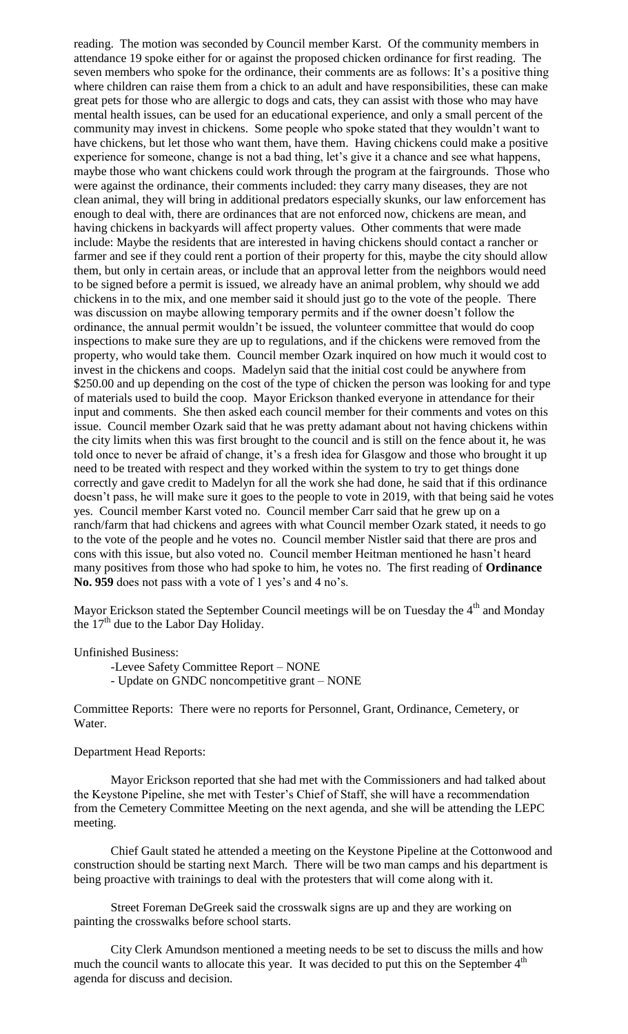reading. The motion was seconded by Council member Karst. Of the community members in attendance 19 spoke either for or against the proposed chicken ordinance for first reading. The seven members who spoke for the ordinance, their comments are as follows: It's a positive thing where children can raise them from a chick to an adult and have responsibilities, these can make great pets for those who are allergic to dogs and cats, they can assist with those who may have mental health issues, can be used for an educational experience, and only a small percent of the community may invest in chickens. Some people who spoke stated that they wouldn't want to have chickens, but let those who want them, have them. Having chickens could make a positive experience for someone, change is not a bad thing, let's give it a chance and see what happens, maybe those who want chickens could work through the program at the fairgrounds. Those who were against the ordinance, their comments included: they carry many diseases, they are not clean animal, they will bring in additional predators especially skunks, our law enforcement has enough to deal with, there are ordinances that are not enforced now, chickens are mean, and having chickens in backyards will affect property values. Other comments that were made include: Maybe the residents that are interested in having chickens should contact a rancher or farmer and see if they could rent a portion of their property for this, maybe the city should allow them, but only in certain areas, or include that an approval letter from the neighbors would need to be signed before a permit is issued, we already have an animal problem, why should we add chickens in to the mix, and one member said it should just go to the vote of the people. There was discussion on maybe allowing temporary permits and if the owner doesn't follow the ordinance, the annual permit wouldn't be issued, the volunteer committee that would do coop inspections to make sure they are up to regulations, and if the chickens were removed from the property, who would take them. Council member Ozark inquired on how much it would cost to invest in the chickens and coops. Madelyn said that the initial cost could be anywhere from $250.00 and up depending on the cost of the type of chicken the person was looking for and type of materials used to build the coop. Mayor Erickson thanked everyone in attendance for their input and comments. She then asked each council member for their comments and votes on this issue. Council member Ozark said that he was pretty adamant about not having chickens within the city limits when this was first brought to the council and is still on the fence about it, he was told once to never be afraid of change, it's a fresh idea for Glasgow and those who brought it up need to be treated with respect and they worked within the system to try to get things done correctly and gave credit to Madelyn for all the work she had done, he said that if this ordinance doesn't pass, he will make sure it goes to the people to vote in 2019, with that being said he votes yes. Council member Karst voted no. Council member Carr said that he grew up on a ranch/farm that had chickens and agrees with what Council member Ozark stated, it needs to go to the vote of the people and he votes no. Council member Nistler said that there are pros and cons with this issue, but also voted no. Council member Heitman mentioned he hasn't heard many positives from those who had spoke to him, he votes no. The first reading of **Ordinance No. 959** does not pass with a vote of 1 yes's and 4 no's.

Mayor Erickson stated the September Council meetings will be on Tuesday the 4th and Monday the 17th due to the Labor Day Holiday.

Unfinished Business:

- Levee Safety Committee Report – NONE
- Update on GNDC noncompetitive grant – NONE

Committee Reports: There were no reports for Personnel, Grant, Ordinance, Cemetery, or Water.

Department Head Reports:

Mayor Erickson reported that she had met with the Commissioners and had talked about the Keystone Pipeline, she met with Tester's Chief of Staff, she will have a recommendation from the Cemetery Committee Meeting on the next agenda, and she will be attending the LEPC meeting.

Chief Gault stated he attended a meeting on the Keystone Pipeline at the Cottonwood and construction should be starting next March. There will be two man camps and his department is being proactive with trainings to deal with the protesters that will come along with it.

Street Foreman DeGreek said the crosswalk signs are up and they are working on painting the crosswalks before school starts.

City Clerk Amundson mentioned a meeting needs to be set to discuss the mills and how much the council wants to allocate this year. It was decided to put this on the September 4th agenda for discuss and decision.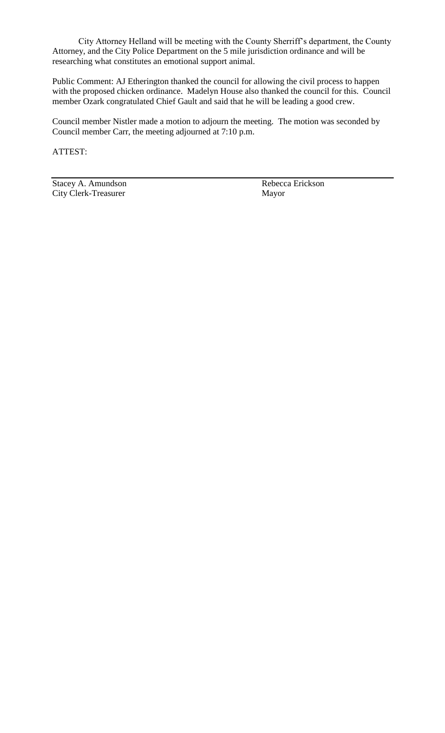City Attorney Helland will be meeting with the County Sherriff's department, the County Attorney, and the City Police Department on the 5 mile jurisdiction ordinance and will be researching what constitutes an emotional support animal.

Public Comment: AJ Etherington thanked the council for allowing the civil process to happen with the proposed chicken ordinance. Madelyn House also thanked the council for this. Council member Ozark congratulated Chief Gault and said that he will be leading a good crew.

Council member Nistler made a motion to adjourn the meeting. The motion was seconded by Council member Carr, the meeting adjourned at 7:10 p.m.

ATTEST:

| | |
|---|---|
| Stacey A. Amundson | Rebecca Erickson |
| City Clerk-Treasurer | Mayor |